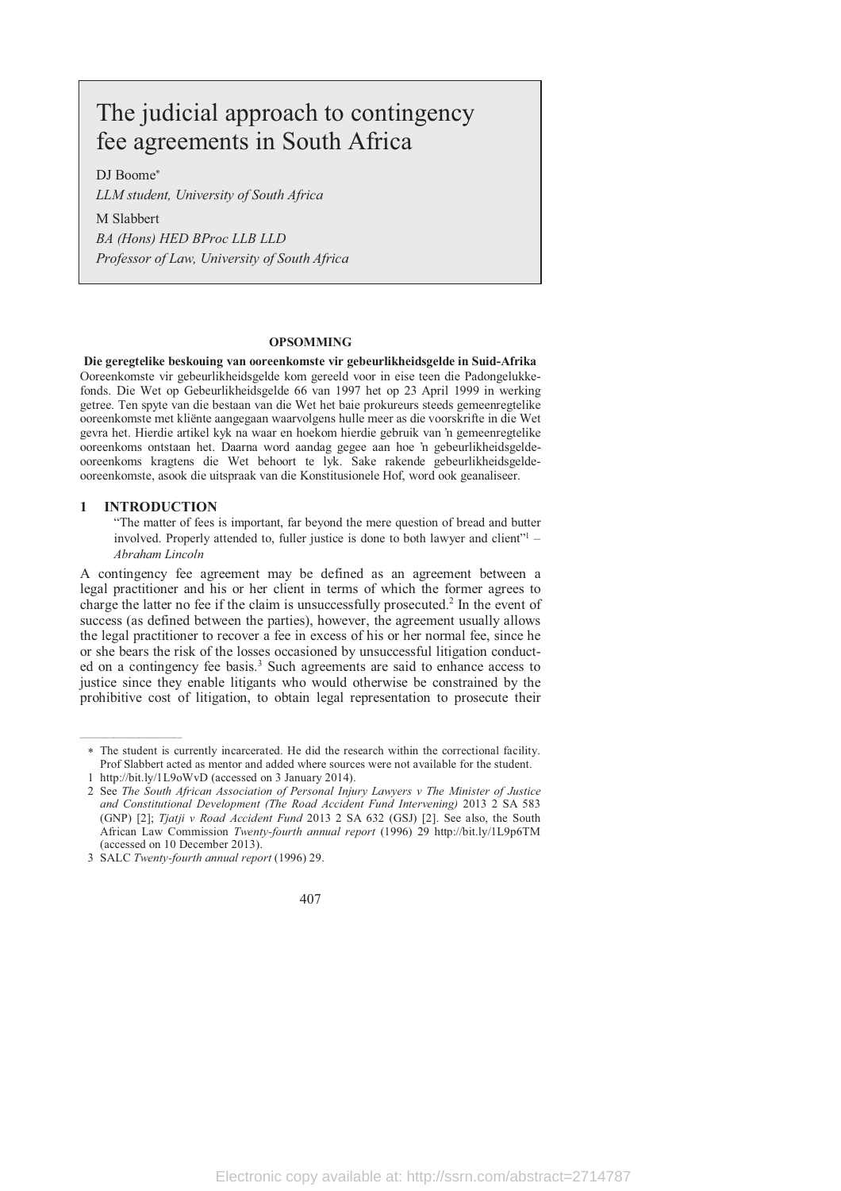# The judicial approach to contingency fee agreements in South Africa

DJ Boome*

*LLM student, University of South Africa*

M Slabbert

*BA (Hons) HED BProc LLB LLD*

*Professor of Law, University of South Africa*

**OPSOMMING**

**Die geregtelike beskouing van ooreenkomste vir gebeurlikheidsgelde in Suid-Afrika**

Ooreenkomste vir gebeurlikheidsgelde kom gereeld voor in eise teen die Padongelukkefonds. Die Wet op Gebeurlikheidsgelde 66 van 1997 het op 23 April 1999 in werking getree. Ten spyte van die bestaan van die Wet het baie prokureurs steeds gemeenregtelike ooreenkomste met kliënte aangegaan waarvolgens hulle meer as die voorskrifte in die Wet gevra het. Hierdie artikel kyk na waar en hoekom hierdie gebruik van 'n gemeenregtelike ooreenkoms ontstaan het. Daarna word aandag gegee aan hoe 'n gebeurlikheidsgelde-ooreenkoms kragtens die Wet behoort te lyk. Sake rakende gebeurlikheidsgelde-ooreenkomste, asook die uitspraak van die Konstitusionele Hof, word ook geanaliseer.

## 1 INTRODUCTION

> "The matter of fees is important, far beyond the mere question of bread and butter involved. Properly attended to, fuller justice is done to both lawyer and client"[1] – *Abraham Lincoln*

A contingency fee agreement may be defined as an agreement between a legal practitioner and his or her client in terms of which the former agrees to charge the latter no fee if the claim is unsuccessfully prosecuted.[2] In the event of success (as defined between the parties), however, the agreement usually allows the legal practitioner to recover a fee in excess of his or her normal fee, since he or she bears the risk of the losses occasioned by unsuccessful litigation conducted on a contingency fee basis.[3] Such agreements are said to enhance access to justice since they enable litigants who would otherwise be constrained by the prohibitive cost of litigation, to obtain legal representation to prosecute their

---

* The student is currently incarcerated. He did the research within the correctional facility. Prof Slabbert acted as mentor and added where sources were not available for the student.

1 http://bit.ly/1L9oWvD (accessed on 3 January 2014).

2 See *The South African Association of Personal Injury Lawyers v The Minister of Justice and Constitutional Development (The Road Accident Fund Intervening)* 2013 2 SA 583 (GNP) [2]; *Tjatji v Road Accident Fund* 2013 2 SA 632 (GSJ) [2]. See also, the South African Law Commission *Twenty-fourth annual report* (1996) 29 http://bit.ly/1L9p6TM (accessed on 10 December 2013).

3 SALC *Twenty-fourth annual report* (1996) 29.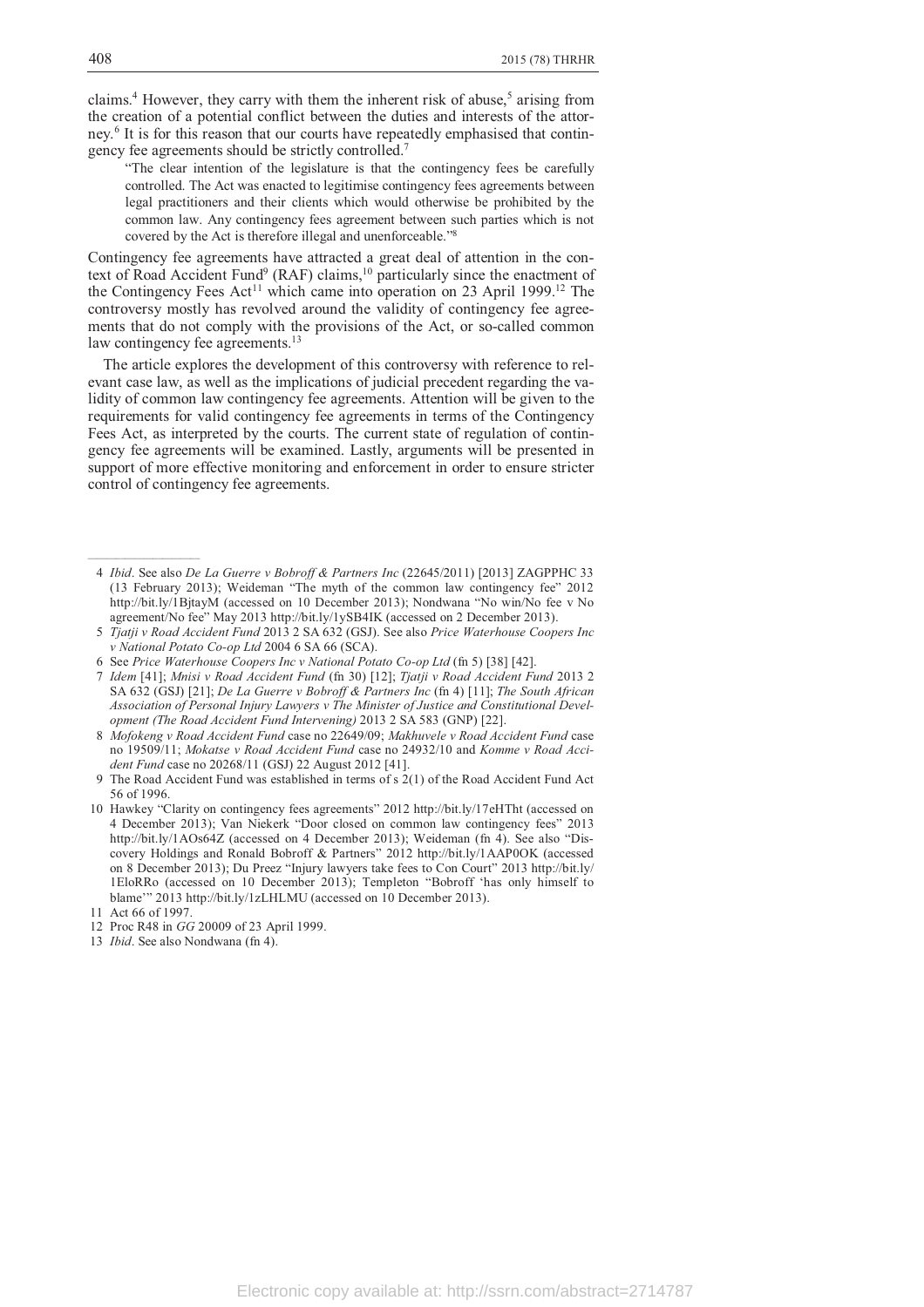claims.[4] However, they carry with them the inherent risk of abuse,[5] arising from the creation of a potential conflict between the duties and interests of the attorney.[6] It is for this reason that our courts have repeatedly emphasised that contingency fee agreements should be strictly controlled.[7]

> "The clear intention of the legislature is that the contingency fees be carefully controlled. The Act was enacted to legitimise contingency fees agreements between legal practitioners and their clients which would otherwise be prohibited by the common law. Any contingency fees agreement between such parties which is not covered by the Act is therefore illegal and unenforceable."[8]

Contingency fee agreements have attracted a great deal of attention in the context of Road Accident Fund[9] (RAF) claims,[10] particularly since the enactment of the Contingency Fees Act[11] which came into operation on 23 April 1999.[12] The controversy mostly has revolved around the validity of contingency fee agreements that do not comply with the provisions of the Act, or so-called common law contingency fee agreements.[13]

The article explores the development of this controversy with reference to relevant case law, as well as the implications of judicial precedent regarding the validity of common law contingency fee agreements. Attention will be given to the requirements for valid contingency fee agreements in terms of the Contingency Fees Act, as interpreted by the courts. The current state of regulation of contingency fee agreements will be examined. Lastly, arguments will be presented in support of more effective monitoring and enforcement in order to ensure stricter control of contingency fee agreements.

---

4 *Ibid*. See also *De La Guerre v Bobroff & Partners Inc* (22645/2011) [2013] ZAGPPHC 33 (13 February 2013); Weideman "The myth of the common law contingency fee" 2012 http://bit.ly/1BjtayM (accessed on 10 December 2013); Nondwana "No win/No fee v No agreement/No fee" May 2013 http://bit.ly/1ySB4IK (accessed on 2 December 2013).

5 *Tjatji v Road Accident Fund* 2013 2 SA 632 (GSJ). See also *Price Waterhouse Coopers Inc v National Potato Co-op Ltd* 2004 6 SA 66 (SCA).

6 See *Price Waterhouse Coopers Inc v National Potato Co-op Ltd* (fn 5) [38] [42].

7 *Idem* [41]; *Mnisi v Road Accident Fund* (fn 30) [12]; *Tjatji v Road Accident Fund* 2013 2 SA 632 (GSJ) [21]; *De La Guerre v Bobroff & Partners Inc* (fn 4) [11]; *The South African Association of Personal Injury Lawyers v The Minister of Justice and Constitutional Development (The Road Accident Fund Intervening)* 2013 2 SA 583 (GNP) [22].

8 *Mofokeng v Road Accident Fund* case no 22649/09; *Makhuvele v Road Accident Fund* case no 19509/11; *Mokatse v Road Accident Fund* case no 24932/10 and *Komme v Road Accident Fund* case no 20268/11 (GSJ) 22 August 2012 [41].

9 The Road Accident Fund was established in terms of s 2(1) of the Road Accident Fund Act 56 of 1996.

10 Hawkey "Clarity on contingency fees agreements" 2012 http://bit.ly/17eHTht (accessed on 4 December 2013); Van Niekerk "Door closed on common law contingency fees" 2013 http://bit.ly/1AOs64Z (accessed on 4 December 2013); Weideman (fn 4). See also "Discovery Holdings and Ronald Bobroff & Partners" 2012 http://bit.ly/1AAP0OK (accessed on 8 December 2013); Du Preez "Injury lawyers take fees to Con Court" 2013 http://bit.ly/1EloRRo (accessed on 10 December 2013); Templeton "Bobroff 'has only himself to blame'" 2013 http://bit.ly/1zLHLMU (accessed on 10 December 2013).

11 Act 66 of 1997.

12 Proc R48 in *GG* 20009 of 23 April 1999.

13 *Ibid*. See also Nondwana (fn 4).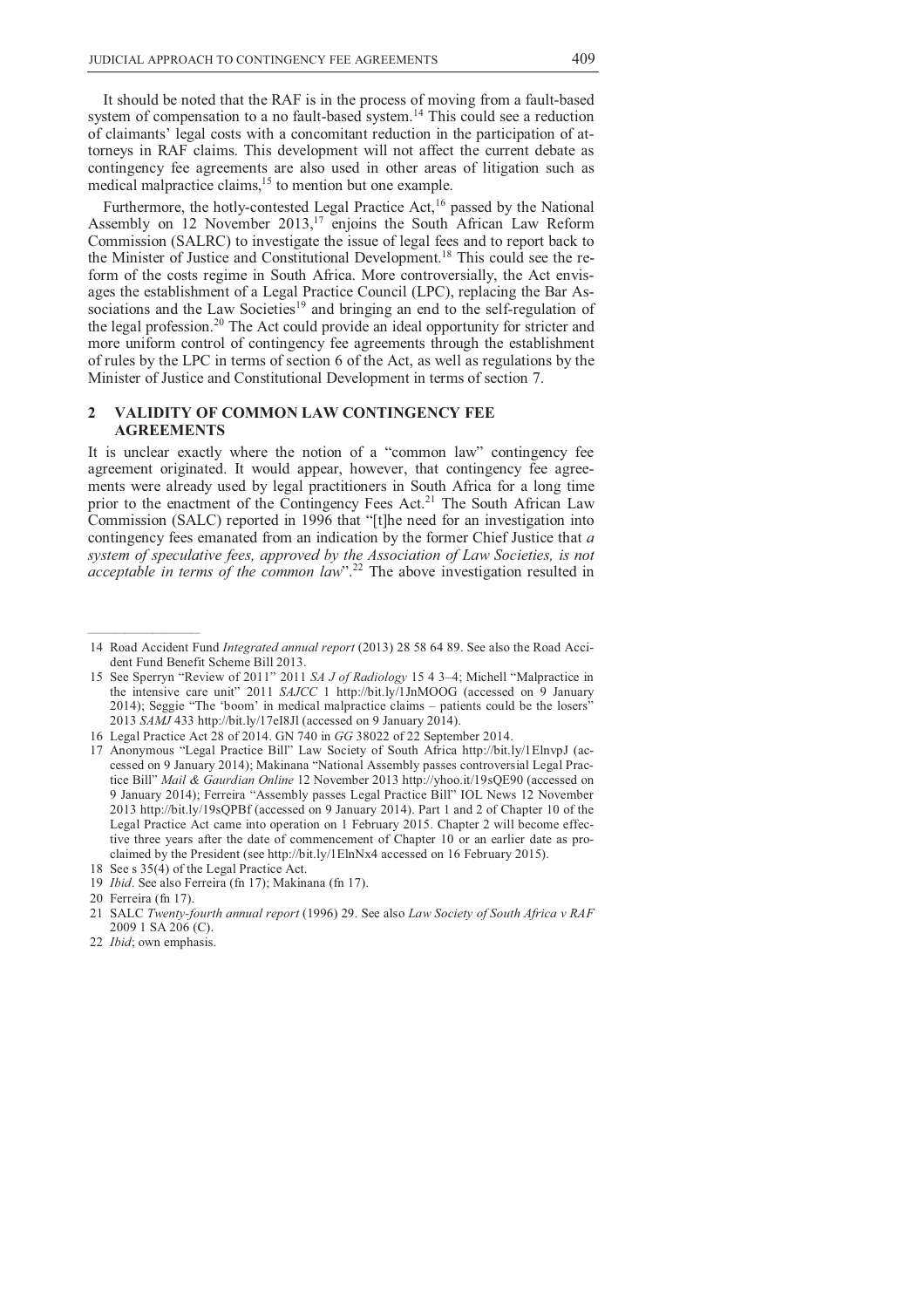It should be noted that the RAF is in the process of moving from a fault-based system of compensation to a no fault-based system.[14] This could see a reduction of claimants' legal costs with a concomitant reduction in the participation of attorneys in RAF claims. This development will not affect the current debate as contingency fee agreements are also used in other areas of litigation such as medical malpractice claims,[15] to mention but one example.

Furthermore, the hotly-contested Legal Practice Act,[16] passed by the National Assembly on 12 November 2013,[17] enjoins the South African Law Reform Commission (SALRC) to investigate the issue of legal fees and to report back to the Minister of Justice and Constitutional Development.[18] This could see the reform of the costs regime in South Africa. More controversially, the Act envisages the establishment of a Legal Practice Council (LPC), replacing the Bar Associations and the Law Societies[19] and bringing an end to the self-regulation of the legal profession.[20] The Act could provide an ideal opportunity for stricter and more uniform control of contingency fee agreements through the establishment of rules by the LPC in terms of section 6 of the Act, as well as regulations by the Minister of Justice and Constitutional Development in terms of section 7.

## 2 VALIDITY OF COMMON LAW CONTINGENCY FEE AGREEMENTS

It is unclear exactly where the notion of a "common law" contingency fee agreement originated. It would appear, however, that contingency fee agreements were already used by legal practitioners in South Africa for a long time prior to the enactment of the Contingency Fees Act.[21] The South African Law Commission (SALC) reported in 1996 that "[t]he need for an investigation into contingency fees emanated from an indication by the former Chief Justice that *a system of speculative fees, approved by the Association of Law Societies, is not acceptable in terms of the common law*".[22] The above investigation resulted in

---

14 Road Accident Fund *Integrated annual report* (2013) 28 58 64 89. See also the Road Accident Fund Benefit Scheme Bill 2013.

15 See Sperryn "Review of 2011" 2011 *SA J of Radiology* 15 4 3–4; Michell "Malpractice in the intensive care unit" 2011 *SAJCC* 1 http://bit.ly/1JnMOOG (accessed on 9 January 2014); Seggie "The 'boom' in medical malpractice claims – patients could be the losers" 2013 *SAMJ* 433 http://bit.ly/17eI8Jl (accessed on 9 January 2014).

16 Legal Practice Act 28 of 2014. GN 740 in *GG* 38022 of 22 September 2014.

17 Anonymous "Legal Practice Bill" Law Society of South Africa http://bit.ly/1ElnvpJ (accessed on 9 January 2014); Makinana "National Assembly passes controversial Legal Practice Bill" *Mail & Gaurdian Online* 12 November 2013 http://yhoo.it/19sQE90 (accessed on 9 January 2014); Ferreira "Assembly passes Legal Practice Bill" IOL News 12 November 2013 http://bit.ly/19sQPBf (accessed on 9 January 2014). Part 1 and 2 of Chapter 10 of the Legal Practice Act came into operation on 1 February 2015. Chapter 2 will become effective three years after the date of commencement of Chapter 10 or an earlier date as proclaimed by the President (see http://bit.ly/1ElnNx4 accessed on 16 February 2015).

18 See s 35(4) of the Legal Practice Act.

19 *Ibid*. See also Ferreira (fn 17); Makinana (fn 17).

20 Ferreira (fn 17).

21 SALC *Twenty-fourth annual report* (1996) 29. See also *Law Society of South Africa v RAF* 2009 1 SA 206 (C).

22 *Ibid*; own emphasis.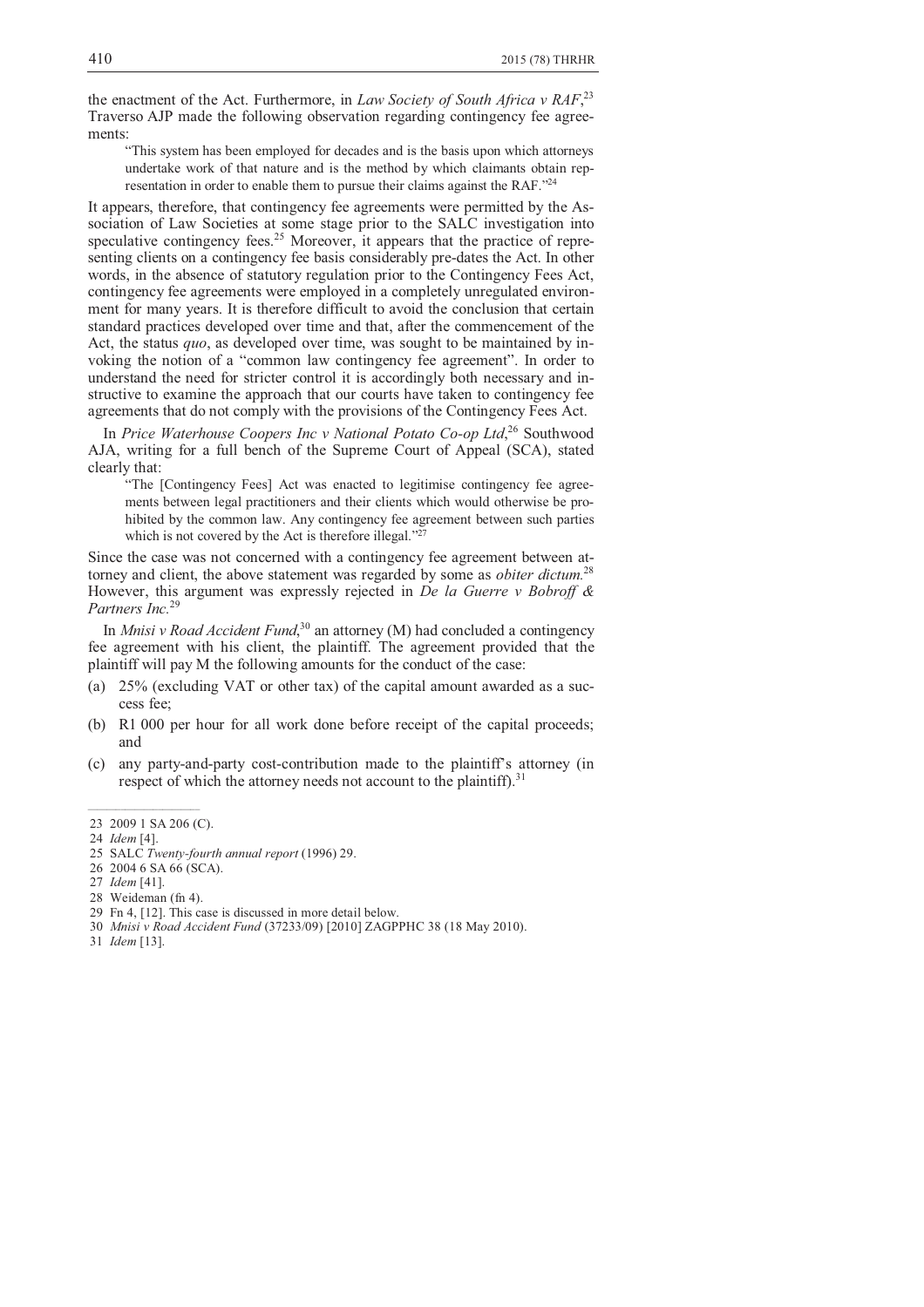the enactment of the Act. Furthermore, in *Law Society of South Africa v RAF*,[23] Traverso AJP made the following observation regarding contingency fee agreements:

> "This system has been employed for decades and is the basis upon which attorneys undertake work of that nature and is the method by which claimants obtain representation in order to enable them to pursue their claims against the RAF."[24]

It appears, therefore, that contingency fee agreements were permitted by the Association of Law Societies at some stage prior to the SALC investigation into speculative contingency fees.[25] Moreover, it appears that the practice of representing clients on a contingency fee basis considerably pre-dates the Act. In other words, in the absence of statutory regulation prior to the Contingency Fees Act, contingency fee agreements were employed in a completely unregulated environment for many years. It is therefore difficult to avoid the conclusion that certain standard practices developed over time and that, after the commencement of the Act, the status *quo*, as developed over time, was sought to be maintained by invoking the notion of a "common law contingency fee agreement". In order to understand the need for stricter control it is accordingly both necessary and instructive to examine the approach that our courts have taken to contingency fee agreements that do not comply with the provisions of the Contingency Fees Act.

In *Price Waterhouse Coopers Inc v National Potato Co-op Ltd*,[26] Southwood AJA, writing for a full bench of the Supreme Court of Appeal (SCA), stated clearly that:

> "The [Contingency Fees] Act was enacted to legitimise contingency fee agreements between legal practitioners and their clients which would otherwise be prohibited by the common law. Any contingency fee agreement between such parties which is not covered by the Act is therefore illegal."[27]

Since the case was not concerned with a contingency fee agreement between attorney and client, the above statement was regarded by some as *obiter dictum.*[28] However, this argument was expressly rejected in *De la Guerre v Bobroff & Partners Inc.*[29]

In *Mnisi v Road Accident Fund*,[30] an attorney (M) had concluded a contingency fee agreement with his client, the plaintiff. The agreement provided that the plaintiff will pay M the following amounts for the conduct of the case:

(a) 25% (excluding VAT or other tax) of the capital amount awarded as a success fee;

(b) R1 000 per hour for all work done before receipt of the capital proceeds; and

(c) any party-and-party cost-contribution made to the plaintiff's attorney (in respect of which the attorney needs not account to the plaintiff).[31]

---

23 2009 1 SA 206 (C).

24 *Idem* [4].

25 SALC *Twenty-fourth annual report* (1996) 29.

26 2004 6 SA 66 (SCA).

27 *Idem* [41].

28 Weideman (fn 4).

29 Fn 4, [12]. This case is discussed in more detail below.

30 *Mnisi v Road Accident Fund* (37233/09) [2010] ZAGPPHC 38 (18 May 2010).

31 *Idem* [13].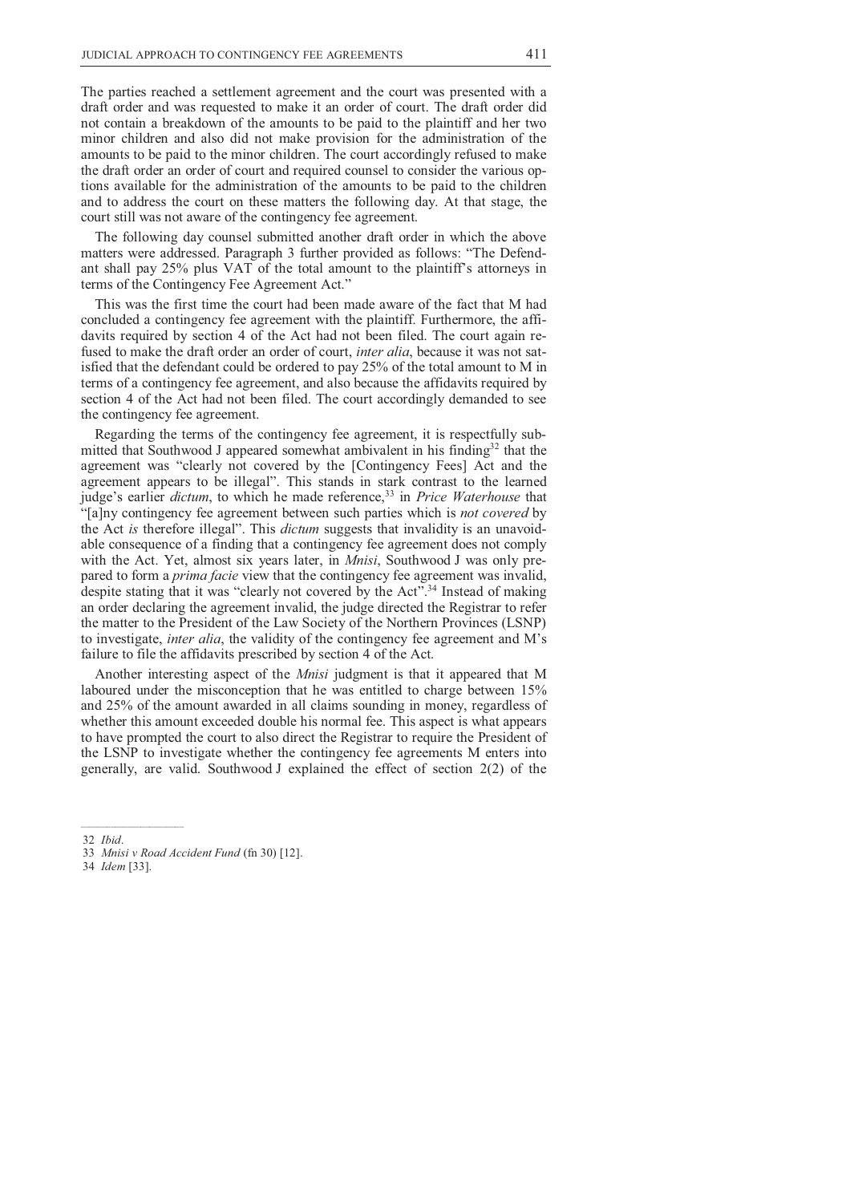The parties reached a settlement agreement and the court was presented with a draft order and was requested to make it an order of court. The draft order did not contain a breakdown of the amounts to be paid to the plaintiff and her two minor children and also did not make provision for the administration of the amounts to be paid to the minor children. The court accordingly refused to make the draft order an order of court and required counsel to consider the various options available for the administration of the amounts to be paid to the children and to address the court on these matters the following day. At that stage, the court still was not aware of the contingency fee agreement.

The following day counsel submitted another draft order in which the above matters were addressed. Paragraph 3 further provided as follows: "The Defendant shall pay 25% plus VAT of the total amount to the plaintiff's attorneys in terms of the Contingency Fee Agreement Act."

This was the first time the court had been made aware of the fact that M had concluded a contingency fee agreement with the plaintiff. Furthermore, the affidavits required by section 4 of the Act had not been filed. The court again refused to make the draft order an order of court, *inter alia*, because it was not satisfied that the defendant could be ordered to pay 25% of the total amount to M in terms of a contingency fee agreement, and also because the affidavits required by section 4 of the Act had not been filed. The court accordingly demanded to see the contingency fee agreement.

Regarding the terms of the contingency fee agreement, it is respectfully submitted that Southwood J appeared somewhat ambivalent in his finding[32] that the agreement was "clearly not covered by the [Contingency Fees] Act and the agreement appears to be illegal". This stands in stark contrast to the learned judge's earlier *dictum*, to which he made reference,[33] in *Price Waterhouse* that "[a]ny contingency fee agreement between such parties which is *not covered* by the Act *is* therefore illegal". This *dictum* suggests that invalidity is an unavoidable consequence of a finding that a contingency fee agreement does not comply with the Act. Yet, almost six years later, in *Mnisi*, Southwood J was only prepared to form a *prima facie* view that the contingency fee agreement was invalid, despite stating that it was "clearly not covered by the Act".[34] Instead of making an order declaring the agreement invalid, the judge directed the Registrar to refer the matter to the President of the Law Society of the Northern Provinces (LSNP) to investigate, *inter alia*, the validity of the contingency fee agreement and M's failure to file the affidavits prescribed by section 4 of the Act.

Another interesting aspect of the *Mnisi* judgment is that it appeared that M laboured under the misconception that he was entitled to charge between 15% and 25% of the amount awarded in all claims sounding in money, regardless of whether this amount exceeded double his normal fee. This aspect is what appears to have prompted the court to also direct the Registrar to require the President of the LSNP to investigate whether the contingency fee agreements M enters into generally, are valid. Southwood J explained the effect of section 2(2) of the

---

32 *Ibid*.

33 *Mnisi v Road Accident Fund* (fn 30) [12].

34 *Idem* [33].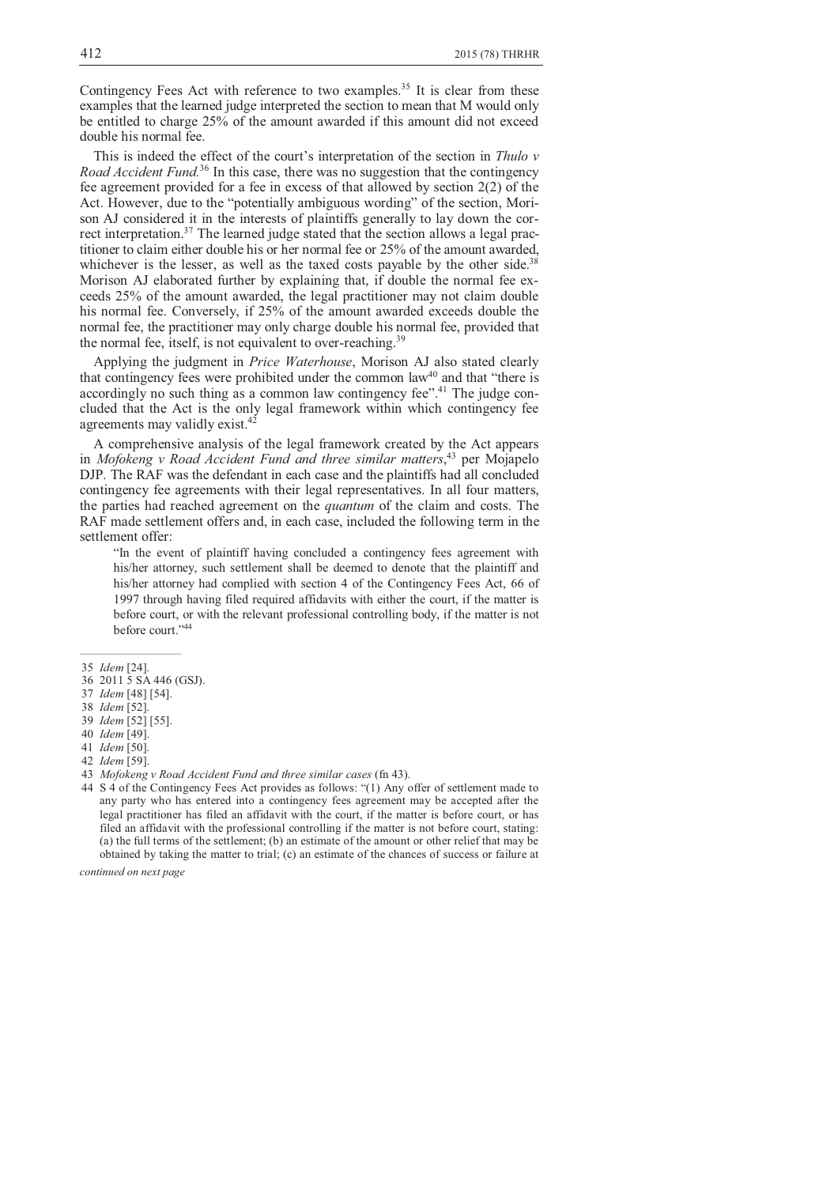Contingency Fees Act with reference to two examples.[35] It is clear from these examples that the learned judge interpreted the section to mean that M would only be entitled to charge 25% of the amount awarded if this amount did not exceed double his normal fee.

This is indeed the effect of the court's interpretation of the section in *Thulo v Road Accident Fund*.[36] In this case, there was no suggestion that the contingency fee agreement provided for a fee in excess of that allowed by section 2(2) of the Act. However, due to the "potentially ambiguous wording" of the section, Morison AJ considered it in the interests of plaintiffs generally to lay down the correct interpretation.[37] The learned judge stated that the section allows a legal practitioner to claim either double his or her normal fee or 25% of the amount awarded, whichever is the lesser, as well as the taxed costs payable by the other side.[38] Morison AJ elaborated further by explaining that, if double the normal fee exceeds 25% of the amount awarded, the legal practitioner may not claim double his normal fee. Conversely, if 25% of the amount awarded exceeds double the normal fee, the practitioner may only charge double his normal fee, provided that the normal fee, itself, is not equivalent to over-reaching.[39]

Applying the judgment in *Price Waterhouse*, Morison AJ also stated clearly that contingency fees were prohibited under the common law[40] and that "there is accordingly no such thing as a common law contingency fee".[41] The judge concluded that the Act is the only legal framework within which contingency fee agreements may validly exist.[42]

A comprehensive analysis of the legal framework created by the Act appears in *Mofokeng v Road Accident Fund and three similar matters*,[43] per Mojapelo DJP. The RAF was the defendant in each case and the plaintiffs had all concluded contingency fee agreements with their legal representatives. In all four matters, the parties had reached agreement on the *quantum* of the claim and costs. The RAF made settlement offers and, in each case, included the following term in the settlement offer:

> "In the event of plaintiff having concluded a contingency fees agreement with his/her attorney, such settlement shall be deemed to denote that the plaintiff and his/her attorney had complied with section 4 of the Contingency Fees Act, 66 of 1997 through having filed required affidavits with either the court, if the matter is before court, or with the relevant professional controlling body, if the matter is not before court."[44]

---

35 *Idem* [24].

36 2011 5 SA 446 (GSJ).

37 *Idem* [48] [54].

38 *Idem* [52].

39 *Idem* [52] [55].

40 *Idem* [49].

41 *Idem* [50].

42 *Idem* [59].

43 *Mofokeng v Road Accident Fund and three similar cases* (fn 43).

44 S 4 of the Contingency Fees Act provides as follows: "(1) Any offer of settlement made to any party who has entered into a contingency fees agreement may be accepted after the legal practitioner has filed an affidavit with the court, if the matter is before court, or has filed an affidavit with the professional controlling if the matter is not before court, stating: (a) the full terms of the settlement; (b) an estimate of the amount or other relief that may be obtained by taking the matter to trial; (c) an estimate of the chances of success or failure at

*continued on next page*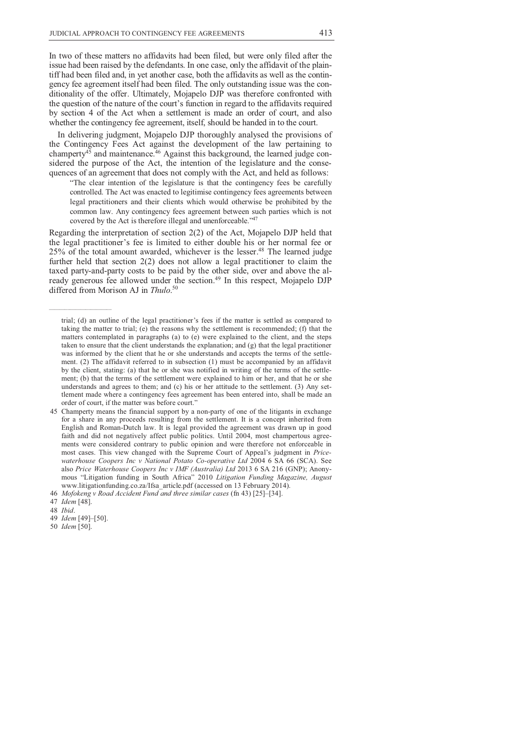In two of these matters no affidavits had been filed, but were only filed after the issue had been raised by the defendants. In one case, only the affidavit of the plaintiff had been filed and, in yet another case, both the affidavits as well as the contingency fee agreement itself had been filed. The only outstanding issue was the conditionality of the offer. Ultimately, Mojapelo DJP was therefore confronted with the question of the nature of the court's function in regard to the affidavits required by section 4 of the Act when a settlement is made an order of court, and also whether the contingency fee agreement, itself, should be handed in to the court.

In delivering judgment, Mojapelo DJP thoroughly analysed the provisions of the Contingency Fees Act against the development of the law pertaining to champerty[45] and maintenance.[46] Against this background, the learned judge considered the purpose of the Act, the intention of the legislature and the consequences of an agreement that does not comply with the Act, and held as follows:

> "The clear intention of the legislature is that the contingency fees be carefully controlled. The Act was enacted to legitimise contingency fees agreements between legal practitioners and their clients which would otherwise be prohibited by the common law. Any contingency fees agreement between such parties which is not covered by the Act is therefore illegal and unenforceable."[47]

Regarding the interpretation of section 2(2) of the Act, Mojapelo DJP held that the legal practitioner's fee is limited to either double his or her normal fee or 25% of the total amount awarded, whichever is the lesser.[48] The learned judge further held that section 2(2) does not allow a legal practitioner to claim the taxed party-and-party costs to be paid by the other side, over and above the already generous fee allowed under the section.[49] In this respect, Mojapelo DJP differed from Morison AJ in *Thulo*.[50]

---

trial; (d) an outline of the legal practitioner's fees if the matter is settled as compared to taking the matter to trial; (e) the reasons why the settlement is recommended; (f) that the matters contemplated in paragraphs (a) to (e) were explained to the client, and the steps taken to ensure that the client understands the explanation; and (g) that the legal practitioner was informed by the client that he or she understands and accepts the terms of the settlement. (2) The affidavit referred to in subsection (1) must be accompanied by an affidavit by the client, stating: (a) that he or she was notified in writing of the terms of the settlement; (b) that the terms of the settlement were explained to him or her, and that he or she understands and agrees to them; and (c) his or her attitude to the settlement. (3) Any settlement made where a contingency fees agreement has been entered into, shall be made an order of court, if the matter was before court."

45 Champerty means the financial support by a non-party of one of the litigants in exchange for a share in any proceeds resulting from the settlement. It is a concept inherited from English and Roman-Dutch law. It is legal provided the agreement was drawn up in good faith and did not negatively affect public politics. Until 2004, most champertous agreements were considered contrary to public opinion and were therefore not enforceable in most cases. This view changed with the Supreme Court of Appeal's judgment in *Pricewaterhouse Coopers Inc v National Potato Co-operative Ltd* 2004 6 SA 66 (SCA). See also *Price Waterhouse Coopers Inc v IMF (Australia) Ltd* 2013 6 SA 216 (GNP); Anonymous "Litigation funding in South Africa" 2010 *Litigation Funding Magazine, August* www.litigationfunding.co.za/lfsa_article.pdf (accessed on 13 February 2014).

46 *Mofokeng v Road Accident Fund and three similar cases* (fn 43) [25]–[34].

47 *Idem* [48].

48 *Ibid*.

49 *Idem* [49]–[50].

50 *Idem* [50].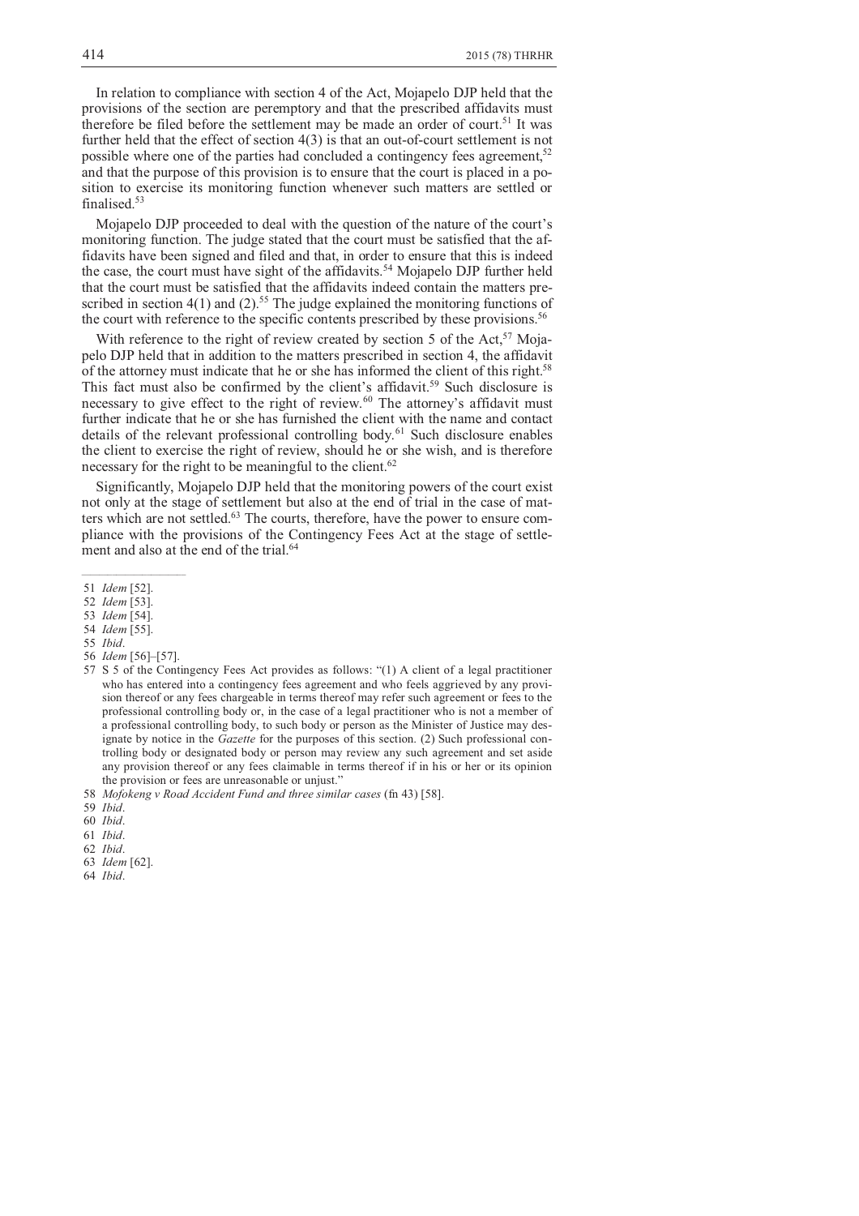In relation to compliance with section 4 of the Act, Mojapelo DJP held that the provisions of the section are peremptory and that the prescribed affidavits must therefore be filed before the settlement may be made an order of court.[51] It was further held that the effect of section 4(3) is that an out-of-court settlement is not possible where one of the parties had concluded a contingency fees agreement,[52] and that the purpose of this provision is to ensure that the court is placed in a position to exercise its monitoring function whenever such matters are settled or finalised.[53]

Mojapelo DJP proceeded to deal with the question of the nature of the court's monitoring function. The judge stated that the court must be satisfied that the affidavits have been signed and filed and that, in order to ensure that this is indeed the case, the court must have sight of the affidavits.[54] Mojapelo DJP further held that the court must be satisfied that the affidavits indeed contain the matters prescribed in section 4(1) and (2).[55] The judge explained the monitoring functions of the court with reference to the specific contents prescribed by these provisions.[56]

With reference to the right of review created by section 5 of the Act,[57] Mojapelo DJP held that in addition to the matters prescribed in section 4, the affidavit of the attorney must indicate that he or she has informed the client of this right.[58] This fact must also be confirmed by the client's affidavit.[59] Such disclosure is necessary to give effect to the right of review.[60] The attorney's affidavit must further indicate that he or she has furnished the client with the name and contact details of the relevant professional controlling body.[61] Such disclosure enables the client to exercise the right of review, should he or she wish, and is therefore necessary for the right to be meaningful to the client.[62]

Significantly, Mojapelo DJP held that the monitoring powers of the court exist not only at the stage of settlement but also at the end of trial in the case of matters which are not settled.[63] The courts, therefore, have the power to ensure compliance with the provisions of the Contingency Fees Act at the stage of settlement and also at the end of the trial.[64]

---

51 *Idem* [52].

52 *Idem* [53].

53 *Idem* [54].

54 *Idem* [55].

55 *Ibid*.

56 *Idem* [56]–[57].

57 S 5 of the Contingency Fees Act provides as follows: "(1) A client of a legal practitioner who has entered into a contingency fees agreement and who feels aggrieved by any provision thereof or any fees chargeable in terms thereof may refer such agreement or fees to the professional controlling body or, in the case of a legal practitioner who is not a member of a professional controlling body, to such body or person as the Minister of Justice may designate by notice in the *Gazette* for the purposes of this section. (2) Such professional controlling body or designated body or person may review any such agreement and set aside any provision thereof or any fees claimable in terms thereof if in his or her or its opinion the provision or fees are unreasonable or unjust."

58 *Mofokeng v Road Accident Fund and three similar cases* (fn 43) [58].

59 *Ibid*.

60 *Ibid*.

61 *Ibid*.

62 *Ibid*.

63 *Idem* [62].

64 *Ibid*.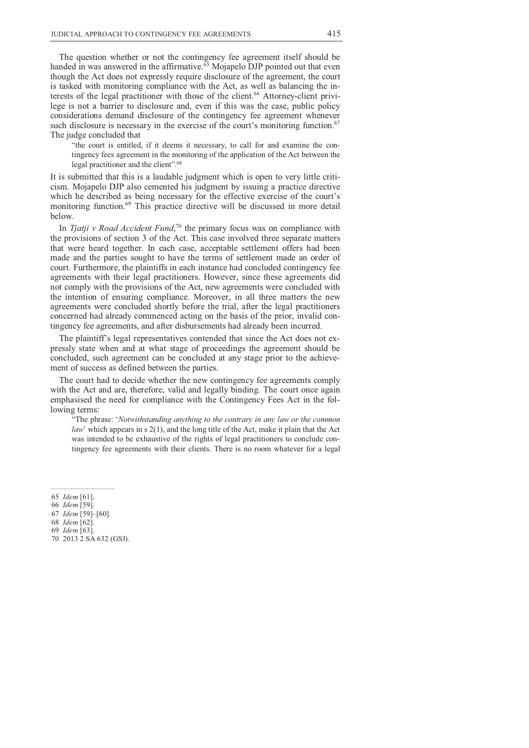The question whether or not the contingency fee agreement itself should be handed in was answered in the affirmative.[65] Mojapelo DJP pointed out that even though the Act does not expressly require disclosure of the agreement, the court is tasked with monitoring compliance with the Act, as well as balancing the interests of the legal practitioner with those of the client.[66] Attorney-client privilege is not a barrier to disclosure and, even if this was the case, public policy considerations demand disclosure of the contingency fee agreement whenever such disclosure is necessary in the exercise of the court's monitoring function.[67] The judge concluded that

> "the court is entitled, if it deems it necessary, to call for and examine the contingency fees agreement in the monitoring of the application of the Act between the legal practitioner and the client".[68]

It is submitted that this is a laudable judgment which is open to very little criticism. Mojapelo DJP also cemented his judgment by issuing a practice directive which he described as being necessary for the effective exercise of the court's monitoring function.[69] This practice directive will be discussed in more detail below.

In *Tjatji v Road Accident Fund*,[70] the primary focus was on compliance with the provisions of section 3 of the Act. This case involved three separate matters that were heard together. In each case, acceptable settlement offers had been made and the parties sought to have the terms of settlement made an order of court. Furthermore, the plaintiffs in each instance had concluded contingency fee agreements with their legal practitioners. However, since these agreements did not comply with the provisions of the Act, new agreements were concluded with the intention of ensuring compliance. Moreover, in all three matters the new agreements were concluded shortly before the trial, after the legal practitioners concerned had already commenced acting on the basis of the prior, invalid contingency fee agreements, and after disbursements had already been incurred.

The plaintiff's legal representatives contended that since the Act does not expressly state when and at what stage of proceedings the agreement should be concluded, such agreement can be concluded at any stage prior to the achievement of success as defined between the parties.

The court had to decide whether the new contingency fee agreements comply with the Act and are, therefore, valid and legally binding. The court once again emphasised the need for compliance with the Contingency Fees Act in the following terms:

> "The phrase: '*Notwithstanding anything to the contrary in any law or the common law*' which appears in s 2(1), and the long title of the Act, make it plain that the Act was intended to be exhaustive of the rights of legal practitioners to conclude contingency fee agreements with their clients. There is no room whatever for a legal

---

65 *Idem* [61].
66 *Idem* [59].
67 *Idem* [59]–[60].
68 *Idem* [62].
69 *Idem* [63].
70 2013 2 SA 632 (GSJ).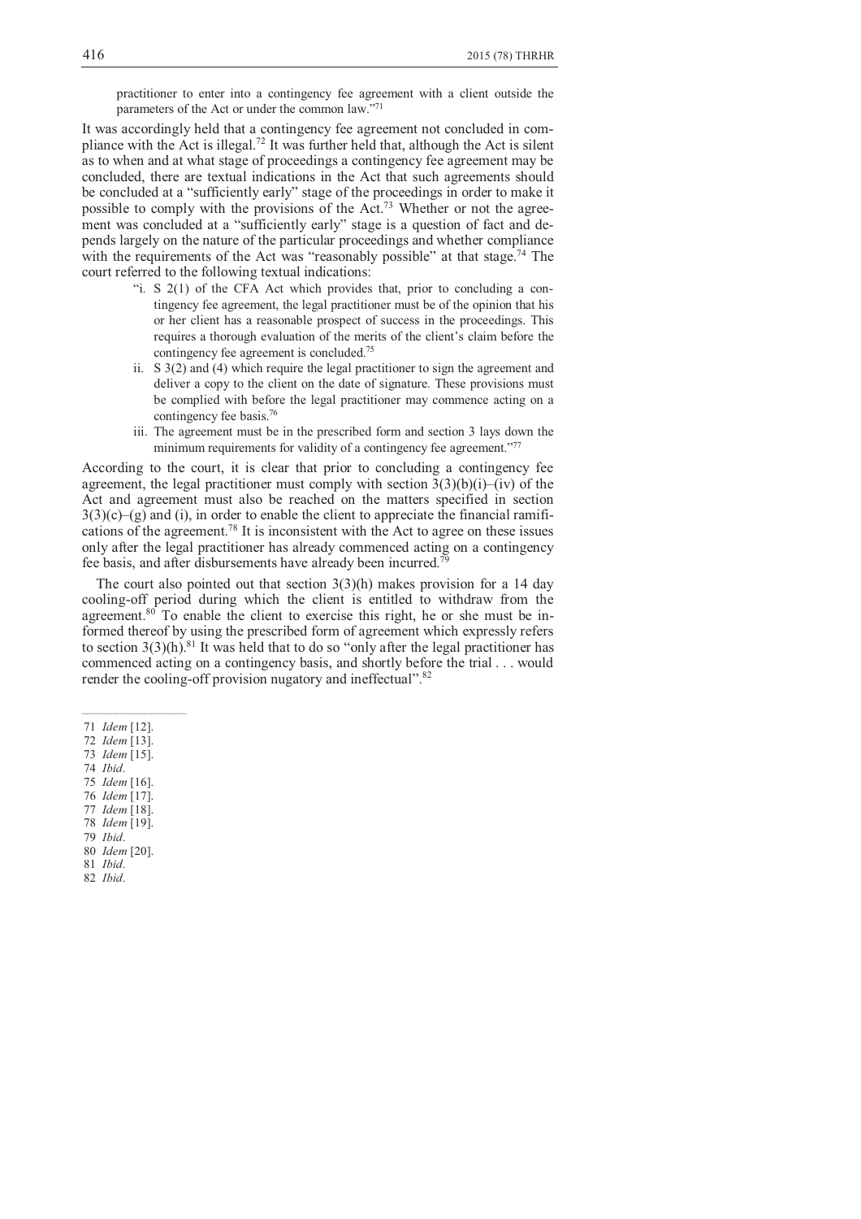practitioner to enter into a contingency fee agreement with a client outside the parameters of the Act or under the common law."[71]

It was accordingly held that a contingency fee agreement not concluded in compliance with the Act is illegal.[72] It was further held that, although the Act is silent as to when and at what stage of proceedings a contingency fee agreement may be concluded, there are textual indications in the Act that such agreements should be concluded at a "sufficiently early" stage of the proceedings in order to make it possible to comply with the provisions of the Act.[73] Whether or not the agreement was concluded at a "sufficiently early" stage is a question of fact and depends largely on the nature of the particular proceedings and whether compliance with the requirements of the Act was "reasonably possible" at that stage.[74] The court referred to the following textual indications:

> "i. S 2(1) of the CFA Act which provides that, prior to concluding a contingency fee agreement, the legal practitioner must be of the opinion that his or her client has a reasonable prospect of success in the proceedings. This requires a thorough evaluation of the merits of the client's claim before the contingency fee agreement is concluded.[75]
>
> ii. S 3(2) and (4) which require the legal practitioner to sign the agreement and deliver a copy to the client on the date of signature. These provisions must be complied with before the legal practitioner may commence acting on a contingency fee basis.[76]
>
> iii. The agreement must be in the prescribed form and section 3 lays down the minimum requirements for validity of a contingency fee agreement."[77]

According to the court, it is clear that prior to concluding a contingency fee agreement, the legal practitioner must comply with section 3(3)(b)(i)–(iv) of the Act and agreement must also be reached on the matters specified in section 3(3)(c)–(g) and (i), in order to enable the client to appreciate the financial ramifications of the agreement.[78] It is inconsistent with the Act to agree on these issues only after the legal practitioner has already commenced acting on a contingency fee basis, and after disbursements have already been incurred.[79]

The court also pointed out that section 3(3)(h) makes provision for a 14 day cooling-off period during which the client is entitled to withdraw from the agreement.[80] To enable the client to exercise this right, he or she must be informed thereof by using the prescribed form of agreement which expressly refers to section 3(3)(h).[81] It was held that to do so "only after the legal practitioner has commenced acting on a contingency basis, and shortly before the trial . . . would render the cooling-off provision nugatory and ineffectual".[82]

---

71 *Idem* [12].
72 *Idem* [13].
73 *Idem* [15].
74 *Ibid*.
75 *Idem* [16].
76 *Idem* [17].
77 *Idem* [18].
78 *Idem* [19].
79 *Ibid*.
80 *Idem* [20].
81 *Ibid*.
82 *Ibid*.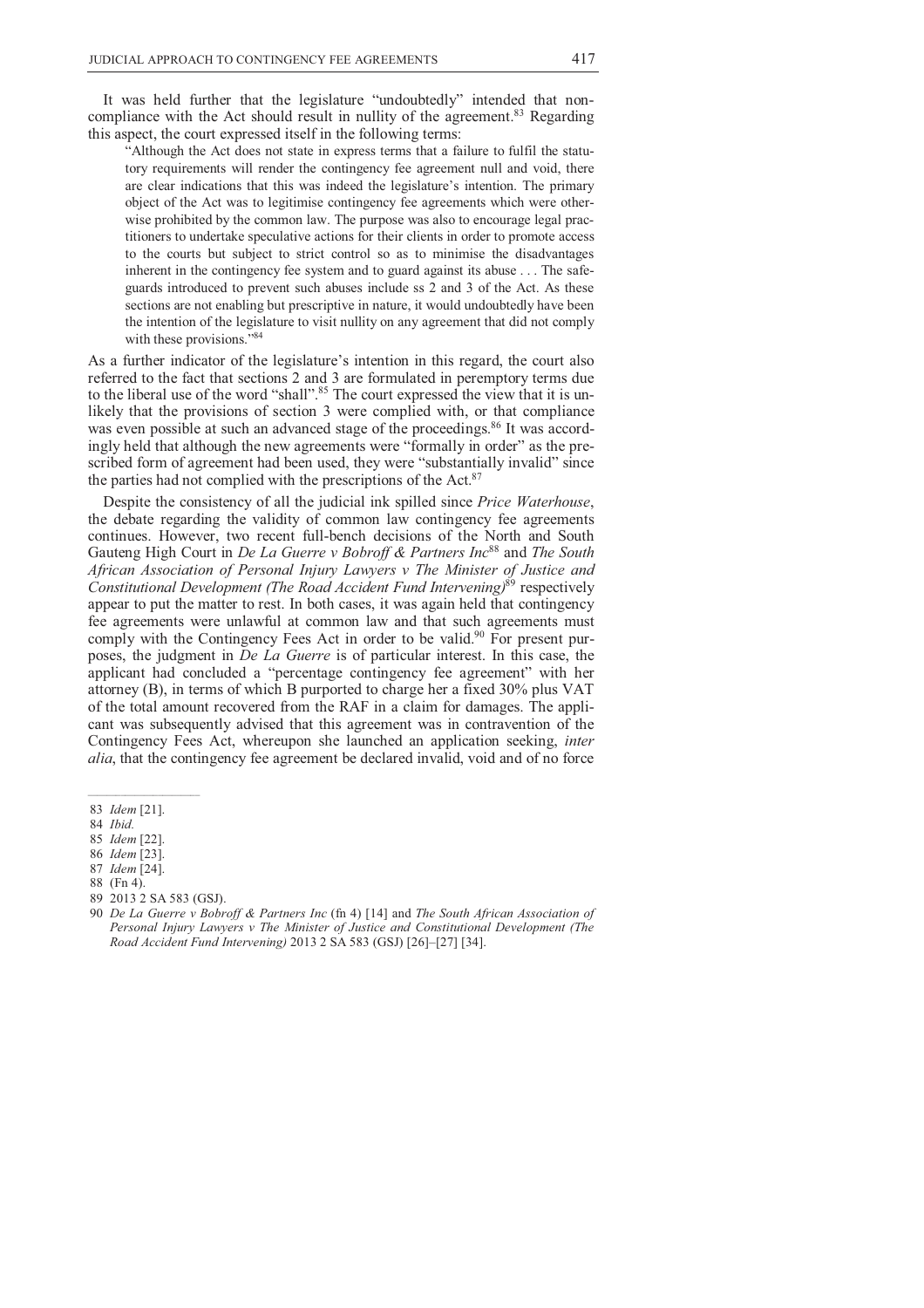It was held further that the legislature "undoubtedly" intended that non-compliance with the Act should result in nullity of the agreement.[83] Regarding this aspect, the court expressed itself in the following terms:

> "Although the Act does not state in express terms that a failure to fulfil the statutory requirements will render the contingency fee agreement null and void, there are clear indications that this was indeed the legislature's intention. The primary object of the Act was to legitimise contingency fee agreements which were otherwise prohibited by the common law. The purpose was also to encourage legal practitioners to undertake speculative actions for their clients in order to promote access to the courts but subject to strict control so as to minimise the disadvantages inherent in the contingency fee system and to guard against its abuse . . . The safeguards introduced to prevent such abuses include ss 2 and 3 of the Act. As these sections are not enabling but prescriptive in nature, it would undoubtedly have been the intention of the legislature to visit nullity on any agreement that did not comply with these provisions."[84]

As a further indicator of the legislature's intention in this regard, the court also referred to the fact that sections 2 and 3 are formulated in peremptory terms due to the liberal use of the word "shall".[85] The court expressed the view that it is unlikely that the provisions of section 3 were complied with, or that compliance was even possible at such an advanced stage of the proceedings.[86] It was accordingly held that although the new agreements were "formally in order" as the prescribed form of agreement had been used, they were "substantially invalid" since the parties had not complied with the prescriptions of the Act.[87]

Despite the consistency of all the judicial ink spilled since *Price Waterhouse*, the debate regarding the validity of common law contingency fee agreements continues. However, two recent full-bench decisions of the North and South Gauteng High Court in *De La Guerre v Bobroff & Partners Inc*[88] and *The South African Association of Personal Injury Lawyers v The Minister of Justice and Constitutional Development (The Road Accident Fund Intervening)*[89] respectively appear to put the matter to rest. In both cases, it was again held that contingency fee agreements were unlawful at common law and that such agreements must comply with the Contingency Fees Act in order to be valid.[90] For present purposes, the judgment in *De La Guerre* is of particular interest. In this case, the applicant had concluded a "percentage contingency fee agreement" with her attorney (B), in terms of which B purported to charge her a fixed 30% plus VAT of the total amount recovered from the RAF in a claim for damages. The applicant was subsequently advised that this agreement was in contravention of the Contingency Fees Act, whereupon she launched an application seeking, *inter alia*, that the contingency fee agreement be declared invalid, void and of no force

---

83 *Idem* [21].

84 *Ibid.*

85 *Idem* [22].

86 *Idem* [23].

87 *Idem* [24].

88 (Fn 4).

89 2013 2 SA 583 (GSJ).

90 *De La Guerre v Bobroff & Partners Inc* (fn 4) [14] and *The South African Association of Personal Injury Lawyers v The Minister of Justice and Constitutional Development (The Road Accident Fund Intervening)* 2013 2 SA 583 (GSJ) [26]–[27] [34].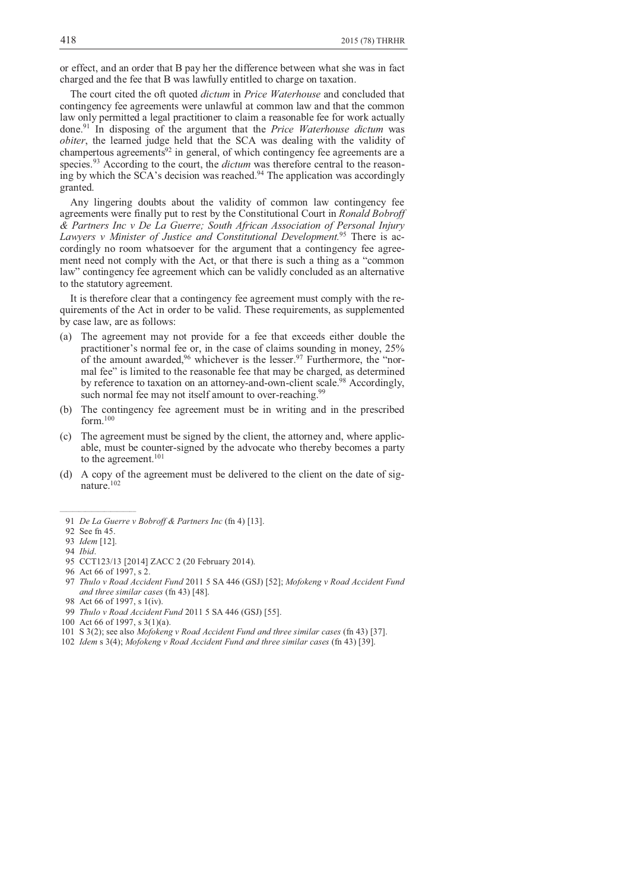or effect, and an order that B pay her the difference between what she was in fact charged and the fee that B was lawfully entitled to charge on taxation.

The court cited the oft quoted *dictum* in *Price Waterhouse* and concluded that contingency fee agreements were unlawful at common law and that the common law only permitted a legal practitioner to claim a reasonable fee for work actually done.[91] In disposing of the argument that the *Price Waterhouse dictum* was *obiter*, the learned judge held that the SCA was dealing with the validity of champertous agreements[92] in general, of which contingency fee agreements are a species.[93] According to the court, the *dictum* was therefore central to the reasoning by which the SCA's decision was reached.[94] The application was accordingly granted.

Any lingering doubts about the validity of common law contingency fee agreements were finally put to rest by the Constitutional Court in *Ronald Bobroff & Partners Inc v De La Guerre; South African Association of Personal Injury Lawyers v Minister of Justice and Constitutional Development.*[95] There is accordingly no room whatsoever for the argument that a contingency fee agreement need not comply with the Act, or that there is such a thing as a "common law" contingency fee agreement which can be validly concluded as an alternative to the statutory agreement.

It is therefore clear that a contingency fee agreement must comply with the requirements of the Act in order to be valid. These requirements, as supplemented by case law, are as follows:

(a) The agreement may not provide for a fee that exceeds either double the practitioner's normal fee or, in the case of claims sounding in money, 25% of the amount awarded,[96] whichever is the lesser.[97] Furthermore, the "normal fee" is limited to the reasonable fee that may be charged, as determined by reference to taxation on an attorney-and-own-client scale.[98] Accordingly, such normal fee may not itself amount to over-reaching.[99]

(b) The contingency fee agreement must be in writing and in the prescribed form.[100]

(c) The agreement must be signed by the client, the attorney and, where applicable, must be counter-signed by the advocate who thereby becomes a party to the agreement.[101]

(d) A copy of the agreement must be delivered to the client on the date of signature.[102]

---

91 *De La Guerre v Bobroff & Partners Inc* (fn 4) [13].

92 See fn 45.

93 *Idem* [12].

94 *Ibid*.

95 CCT123/13 [2014] ZACC 2 (20 February 2014).

96 Act 66 of 1997, s 2.

97 *Thulo v Road Accident Fund* 2011 5 SA 446 (GSJ) [52]; *Mofokeng v Road Accident Fund and three similar cases* (fn 43) [48].

98 Act 66 of 1997, s 1(iv).

99 *Thulo v Road Accident Fund* 2011 5 SA 446 (GSJ) [55].

100 Act 66 of 1997, s 3(1)(a).

101 S 3(2); see also *Mofokeng v Road Accident Fund and three similar cases* (fn 43) [37].

102 *Idem* s 3(4); *Mofokeng v Road Accident Fund and three similar cases* (fn 43) [39].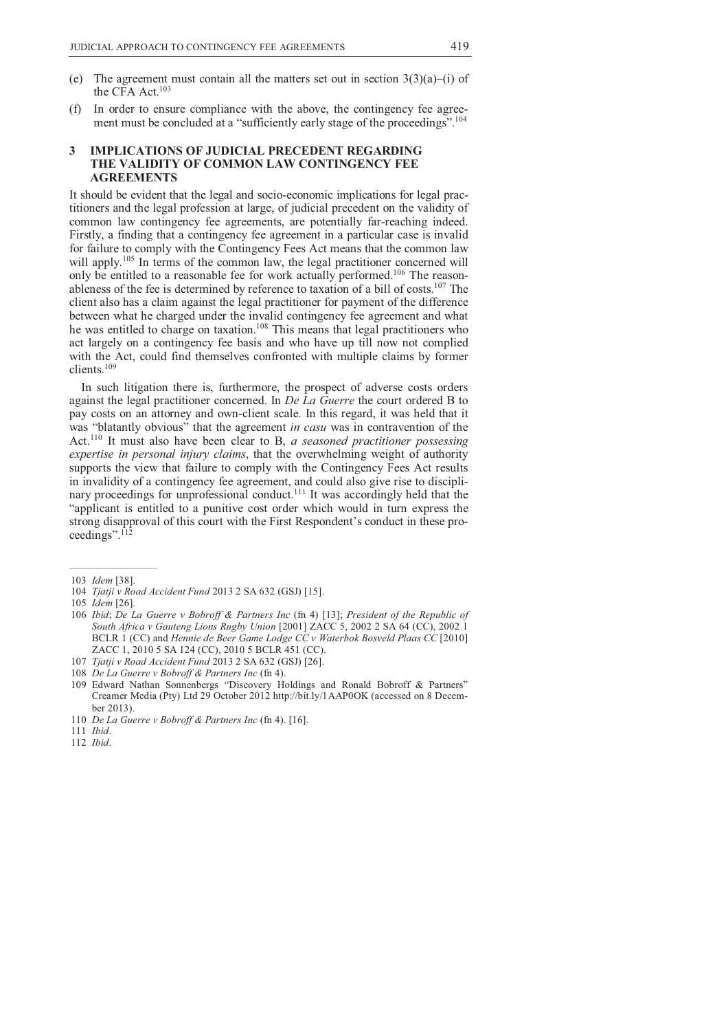(e) The agreement must contain all the matters set out in section 3(3)(a)–(i) of the CFA Act.[103]

(f) In order to ensure compliance with the above, the contingency fee agreement must be concluded at a "sufficiently early stage of the proceedings".[104]

## 3 IMPLICATIONS OF JUDICIAL PRECEDENT REGARDING THE VALIDITY OF COMMON LAW CONTINGENCY FEE AGREEMENTS

It should be evident that the legal and socio-economic implications for legal practitioners and the legal profession at large, of judicial precedent on the validity of common law contingency fee agreements, are potentially far-reaching indeed. Firstly, a finding that a contingency fee agreement in a particular case is invalid for failure to comply with the Contingency Fees Act means that the common law will apply.[105] In terms of the common law, the legal practitioner concerned will only be entitled to a reasonable fee for work actually performed.[106] The reasonableness of the fee is determined by reference to taxation of a bill of costs.[107] The client also has a claim against the legal practitioner for payment of the difference between what he charged under the invalid contingency fee agreement and what he was entitled to charge on taxation.[108] This means that legal practitioners who act largely on a contingency fee basis and who have up till now not complied with the Act, could find themselves confronted with multiple claims by former clients.[109]

In such litigation there is, furthermore, the prospect of adverse costs orders against the legal practitioner concerned. In *De La Guerre* the court ordered B to pay costs on an attorney and own-client scale. In this regard, it was held that it was "blatantly obvious" that the agreement *in casu* was in contravention of the Act.[110] It must also have been clear to B, *a seasoned practitioner possessing expertise in personal injury claims*, that the overwhelming weight of authority supports the view that failure to comply with the Contingency Fees Act results in invalidity of a contingency fee agreement, and could also give rise to disciplinary proceedings for unprofessional conduct.[111] It was accordingly held that the "applicant is entitled to a punitive cost order which would in turn express the strong disapproval of this court with the First Respondent's conduct in these proceedings".[112]

---

103 *Idem* [38].

104 *Tjatji v Road Accident Fund* 2013 2 SA 632 (GSJ) [15].

105 *Idem* [26].

106 *Ibid*; *De La Guerre v Bobroff & Partners Inc* (fn 4) [13]; *President of the Republic of South Africa v Gauteng Lions Rugby Union* [2001] ZACC 5, 2002 2 SA 64 (CC), 2002 1 BCLR 1 (CC) and *Hennie de Beer Game Lodge CC v Waterbok Bosveld Plaas CC* [2010] ZACC 1, 2010 5 SA 124 (CC), 2010 5 BCLR 451 (CC).

107 *Tjatji v Road Accident Fund* 2013 2 SA 632 (GSJ) [26].

108 *De La Guerre v Bobroff & Partners Inc* (fn 4).

109 Edward Nathan Sonnenbergs "Discovery Holdings and Ronald Bobroff & Partners" Creamer Media (Pty) Ltd 29 October 2012 http://bit.ly/1AAP0OK (accessed on 8 December 2013).

110 *De La Guerre v Bobroff & Partners Inc* (fn 4). [16].

111 *Ibid*.

112 *Ibid*.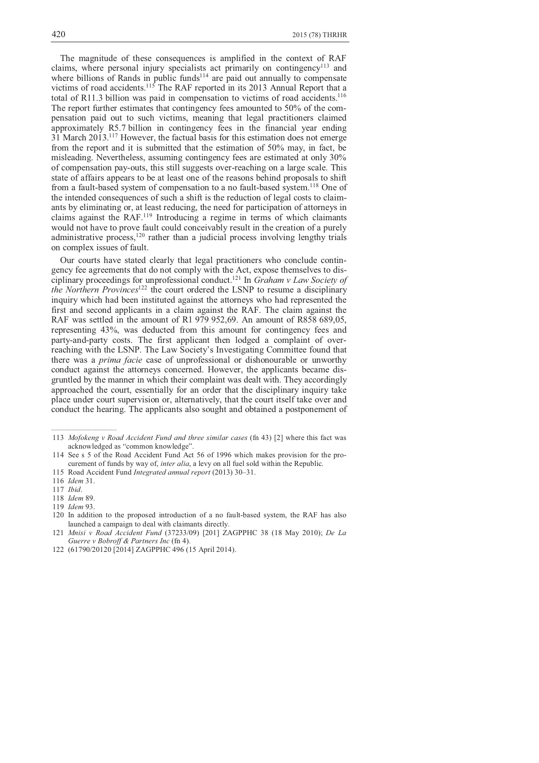The magnitude of these consequences is amplified in the context of RAF claims, where personal injury specialists act primarily on contingency[113] and where billions of Rands in public funds[114] are paid out annually to compensate victims of road accidents.[115] The RAF reported in its 2013 Annual Report that a total of R11.3 billion was paid in compensation to victims of road accidents.[116] The report further estimates that contingency fees amounted to 50% of the compensation paid out to such victims, meaning that legal practitioners claimed approximately R5.7 billion in contingency fees in the financial year ending 31 March 2013.[117] However, the factual basis for this estimation does not emerge from the report and it is submitted that the estimation of 50% may, in fact, be misleading. Nevertheless, assuming contingency fees are estimated at only 30% of compensation pay-outs, this still suggests over-reaching on a large scale. This state of affairs appears to be at least one of the reasons behind proposals to shift from a fault-based system of compensation to a no fault-based system.[118] One of the intended consequences of such a shift is the reduction of legal costs to claimants by eliminating or, at least reducing, the need for participation of attorneys in claims against the RAF.[119] Introducing a regime in terms of which claimants would not have to prove fault could conceivably result in the creation of a purely administrative process,[120] rather than a judicial process involving lengthy trials on complex issues of fault.

Our courts have stated clearly that legal practitioners who conclude contingency fee agreements that do not comply with the Act, expose themselves to disciplinary proceedings for unprofessional conduct.[121] In *Graham v Law Society of the Northern Provinces*[122] the court ordered the LSNP to resume a disciplinary inquiry which had been instituted against the attorneys who had represented the first and second applicants in a claim against the RAF. The claim against the RAF was settled in the amount of R1 979 952,69. An amount of R858 689,05, representing 43%, was deducted from this amount for contingency fees and party-and-party costs. The first applicant then lodged a complaint of over-reaching with the LSNP. The Law Society's Investigating Committee found that there was a *prima facie* case of unprofessional or dishonourable or unworthy conduct against the attorneys concerned. However, the applicants became disgruntled by the manner in which their complaint was dealt with. They accordingly approached the court, essentially for an order that the disciplinary inquiry take place under court supervision or, alternatively, that the court itself take over and conduct the hearing. The applicants also sought and obtained a postponement of

---

113 *Mofokeng v Road Accident Fund and three similar cases* (fn 43) [2] where this fact was acknowledged as "common knowledge".

114 See s 5 of the Road Accident Fund Act 56 of 1996 which makes provision for the procurement of funds by way of, *inter alia*, a levy on all fuel sold within the Republic.

115 Road Accident Fund *Integrated annual report* (2013) 30–31.

116 *Idem* 31.

117 *Ibid*.

118 *Idem* 89.

119 *Idem* 93.

120 In addition to the proposed introduction of a no fault-based system, the RAF has also launched a campaign to deal with claimants directly.

121 *Mnisi v Road Accident Fund* (37233/09) [201] ZAGPPHC 38 (18 May 2010); *De La Guerre v Bobroff & Partners Inc* (fn 4).

122 (61790/20120 [2014] ZAGPPHC 496 (15 April 2014).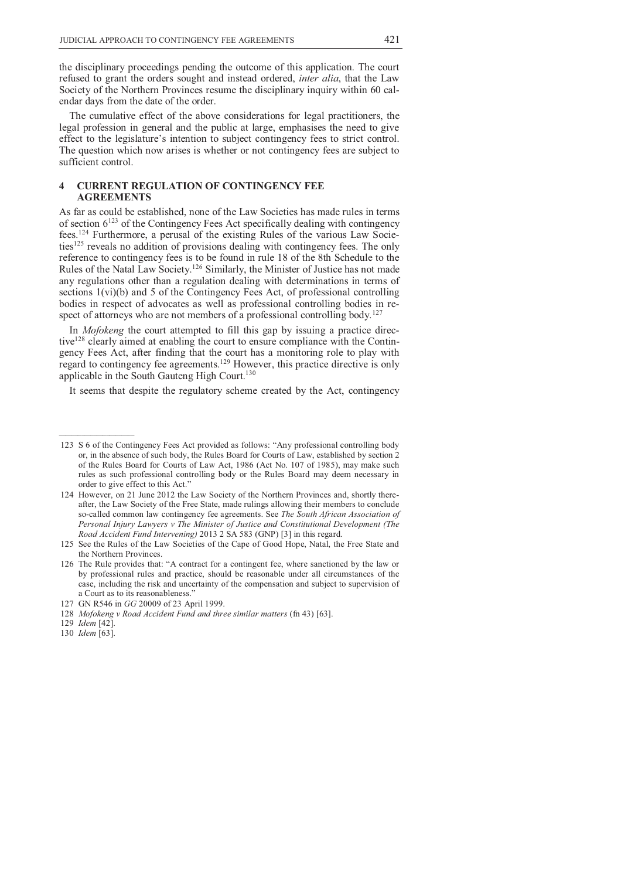the disciplinary proceedings pending the outcome of this application. The court refused to grant the orders sought and instead ordered, *inter alia*, that the Law Society of the Northern Provinces resume the disciplinary inquiry within 60 calendar days from the date of the order.

The cumulative effect of the above considerations for legal practitioners, the legal profession in general and the public at large, emphasises the need to give effect to the legislature's intention to subject contingency fees to strict control. The question which now arises is whether or not contingency fees are subject to sufficient control.

## 4 CURRENT REGULATION OF CONTINGENCY FEE AGREEMENTS

As far as could be established, none of the Law Societies has made rules in terms of section 6[123] of the Contingency Fees Act specifically dealing with contingency fees.[124] Furthermore, a perusal of the existing Rules of the various Law Societies[125] reveals no addition of provisions dealing with contingency fees. The only reference to contingency fees is to be found in rule 18 of the 8th Schedule to the Rules of the Natal Law Society.[126] Similarly, the Minister of Justice has not made any regulations other than a regulation dealing with determinations in terms of sections 1(vi)(b) and 5 of the Contingency Fees Act, of professional controlling bodies in respect of advocates as well as professional controlling bodies in respect of attorneys who are not members of a professional controlling body.[127]

In *Mofokeng* the court attempted to fill this gap by issuing a practice directive[128] clearly aimed at enabling the court to ensure compliance with the Contingency Fees Act, after finding that the court has a monitoring role to play with regard to contingency fee agreements.[129] However, this practice directive is only applicable in the South Gauteng High Court.[130]

It seems that despite the regulatory scheme created by the Act, contingency

---

123 S 6 of the Contingency Fees Act provided as follows: "Any professional controlling body or, in the absence of such body, the Rules Board for Courts of Law, established by section 2 of the Rules Board for Courts of Law Act, 1986 (Act No. 107 of 1985), may make such rules as such professional controlling body or the Rules Board may deem necessary in order to give effect to this Act."

124 However, on 21 June 2012 the Law Society of the Northern Provinces and, shortly thereafter, the Law Society of the Free State, made rulings allowing their members to conclude so-called common law contingency fee agreements. See *The South African Association of Personal Injury Lawyers v The Minister of Justice and Constitutional Development (The Road Accident Fund Intervening)* 2013 2 SA 583 (GNP) [3] in this regard.

125 See the Rules of the Law Societies of the Cape of Good Hope, Natal, the Free State and the Northern Provinces.

126 The Rule provides that: "A contract for a contingent fee, where sanctioned by the law or by professional rules and practice, should be reasonable under all circumstances of the case, including the risk and uncertainty of the compensation and subject to supervision of a Court as to its reasonableness."

127 GN R546 in *GG* 20009 of 23 April 1999.

128 *Mofokeng v Road Accident Fund and three similar matters* (fn 43) [63].

129 *Idem* [42].

130 *Idem* [63].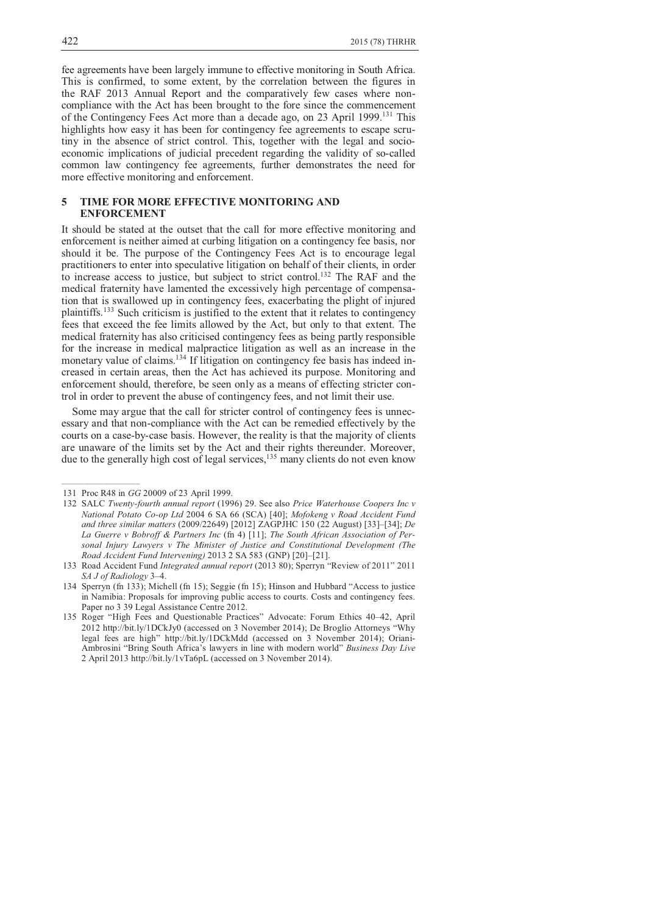fee agreements have been largely immune to effective monitoring in South Africa. This is confirmed, to some extent, by the correlation between the figures in the RAF 2013 Annual Report and the comparatively few cases where non-compliance with the Act has been brought to the fore since the commencement of the Contingency Fees Act more than a decade ago, on 23 April 1999.[131] This highlights how easy it has been for contingency fee agreements to escape scrutiny in the absence of strict control. This, together with the legal and socio-economic implications of judicial precedent regarding the validity of so-called common law contingency fee agreements, further demonstrates the need for more effective monitoring and enforcement.

## 5 TIME FOR MORE EFFECTIVE MONITORING AND ENFORCEMENT

It should be stated at the outset that the call for more effective monitoring and enforcement is neither aimed at curbing litigation on a contingency fee basis, nor should it be. The purpose of the Contingency Fees Act is to encourage legal practitioners to enter into speculative litigation on behalf of their clients, in order to increase access to justice, but subject to strict control.[132] The RAF and the medical fraternity have lamented the excessively high percentage of compensation that is swallowed up in contingency fees, exacerbating the plight of injured plaintiffs.[133] Such criticism is justified to the extent that it relates to contingency fees that exceed the fee limits allowed by the Act, but only to that extent. The medical fraternity has also criticised contingency fees as being partly responsible for the increase in medical malpractice litigation as well as an increase in the monetary value of claims.[134] If litigation on contingency fee basis has indeed increased in certain areas, then the Act has achieved its purpose. Monitoring and enforcement should, therefore, be seen only as a means of effecting stricter control in order to prevent the abuse of contingency fees, and not limit their use.

Some may argue that the call for stricter control of contingency fees is unnecessary and that non-compliance with the Act can be remedied effectively by the courts on a case-by-case basis. However, the reality is that the majority of clients are unaware of the limits set by the Act and their rights thereunder. Moreover, due to the generally high cost of legal services,[135] many clients do not even know

---

131 Proc R48 in *GG* 20009 of 23 April 1999.

132 SALC *Twenty-fourth annual report* (1996) 29. See also *Price Waterhouse Coopers Inc v National Potato Co-op Ltd* 2004 6 SA 66 (SCA) [40]; *Mofokeng v Road Accident Fund and three similar matters* (2009/22649) [2012] ZAGPJHC 150 (22 August) [33]–[34]; *De La Guerre v Bobroff & Partners Inc* (fn 4) [11]; *The South African Association of Personal Injury Lawyers v The Minister of Justice and Constitutional Development (The Road Accident Fund Intervening)* 2013 2 SA 583 (GNP) [20]–[21].

133 Road Accident Fund *Integrated annual report* (2013 80); Sperryn "Review of 2011" 2011 *SA J of Radiology* 3–4.

134 Sperryn (fn 133); Michell (fn 15); Seggie (fn 15); Hinson and Hubbard "Access to justice in Namibia: Proposals for improving public access to courts. Costs and contingency fees. Paper no 3 39 Legal Assistance Centre 2012.

135 Roger "High Fees and Questionable Practices" Advocate: Forum Ethics 40–42, April 2012 http://bit.ly/1DCkJy0 (accessed on 3 November 2014); De Broglio Attorneys "Why legal fees are high" http://bit.ly/1DCkMdd (accessed on 3 November 2014); Oriani-Ambrosini "Bring South Africa's lawyers in line with modern world" *Business Day Live* 2 April 2013 http://bit.ly/1vTa6pL (accessed on 3 November 2014).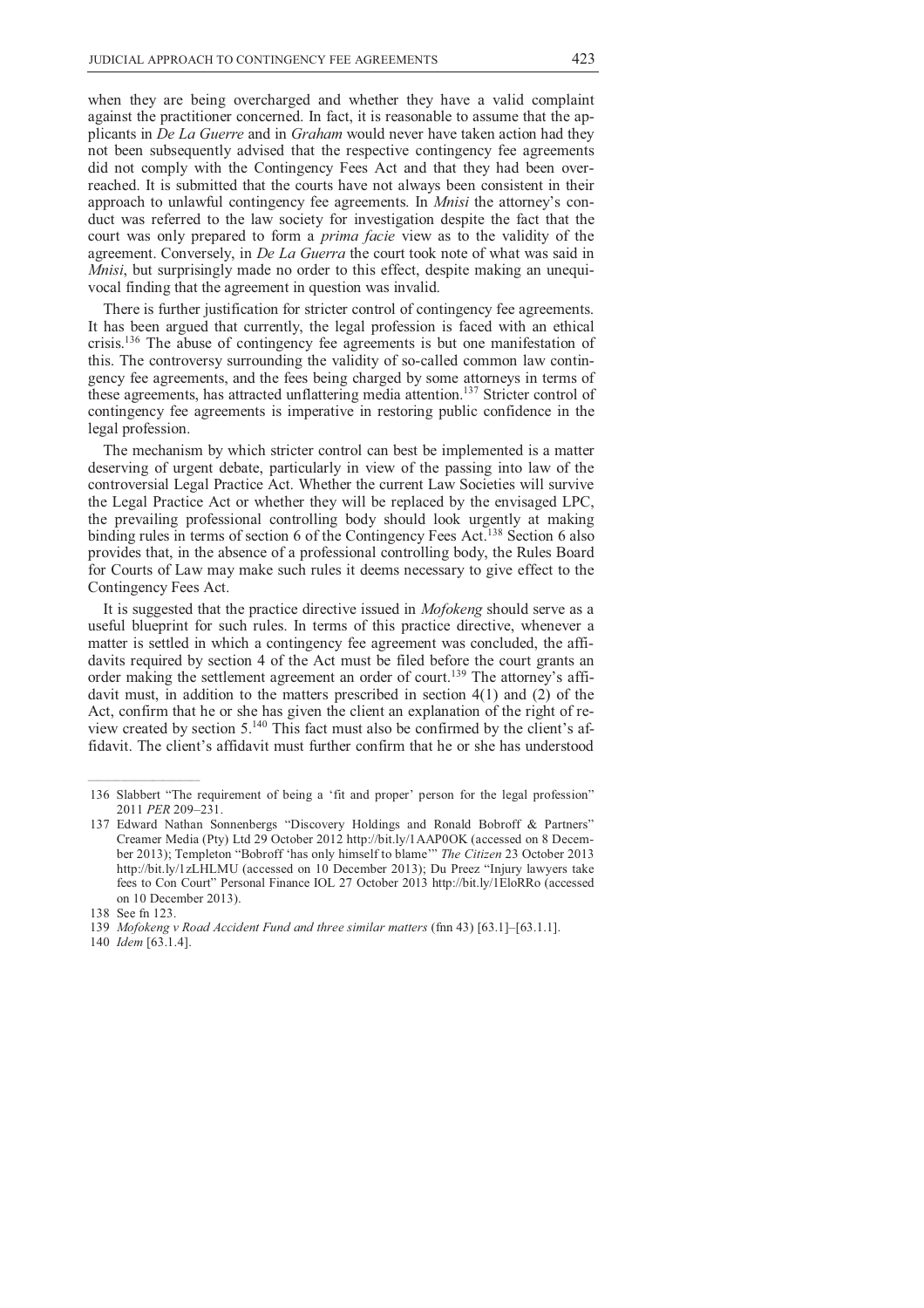when they are being overcharged and whether they have a valid complaint against the practitioner concerned. In fact, it is reasonable to assume that the applicants in *De La Guerre* and in *Graham* would never have taken action had they not been subsequently advised that the respective contingency fee agreements did not comply with the Contingency Fees Act and that they had been overreached. It is submitted that the courts have not always been consistent in their approach to unlawful contingency fee agreements. In *Mnisi* the attorney's conduct was referred to the law society for investigation despite the fact that the court was only prepared to form a *prima facie* view as to the validity of the agreement. Conversely, in *De La Guerra* the court took note of what was said in *Mnisi*, but surprisingly made no order to this effect, despite making an unequivocal finding that the agreement in question was invalid.

There is further justification for stricter control of contingency fee agreements. It has been argued that currently, the legal profession is faced with an ethical crisis.[136] The abuse of contingency fee agreements is but one manifestation of this. The controversy surrounding the validity of so-called common law contingency fee agreements, and the fees being charged by some attorneys in terms of these agreements, has attracted unflattering media attention.[137] Stricter control of contingency fee agreements is imperative in restoring public confidence in the legal profession.

The mechanism by which stricter control can best be implemented is a matter deserving of urgent debate, particularly in view of the passing into law of the controversial Legal Practice Act. Whether the current Law Societies will survive the Legal Practice Act or whether they will be replaced by the envisaged LPC, the prevailing professional controlling body should look urgently at making binding rules in terms of section 6 of the Contingency Fees Act.[138] Section 6 also provides that, in the absence of a professional controlling body, the Rules Board for Courts of Law may make such rules it deems necessary to give effect to the Contingency Fees Act.

It is suggested that the practice directive issued in *Mofokeng* should serve as a useful blueprint for such rules. In terms of this practice directive, whenever a matter is settled in which a contingency fee agreement was concluded, the affidavits required by section 4 of the Act must be filed before the court grants an order making the settlement agreement an order of court.[139] The attorney's affidavit must, in addition to the matters prescribed in section 4(1) and (2) of the Act, confirm that he or she has given the client an explanation of the right of review created by section 5.[140] This fact must also be confirmed by the client's affidavit. The client's affidavit must further confirm that he or she has understood

---

136 Slabbert "The requirement of being a 'fit and proper' person for the legal profession" 2011 *PER* 209–231.

137 Edward Nathan Sonnenbergs "Discovery Holdings and Ronald Bobroff & Partners" Creamer Media (Pty) Ltd 29 October 2012 http://bit.ly/1AAP0OK (accessed on 8 December 2013); Templeton "Bobroff 'has only himself to blame'" *The Citizen* 23 October 2013 http://bit.ly/1zLHLMU (accessed on 10 December 2013); Du Preez "Injury lawyers take fees to Con Court" Personal Finance IOL 27 October 2013 http://bit.ly/1EloRRo (accessed on 10 December 2013).

138 See fn 123.

139 *Mofokeng v Road Accident Fund and three similar matters* (fnn 43) [63.1]–[63.1.1].

140 *Idem* [63.1.4].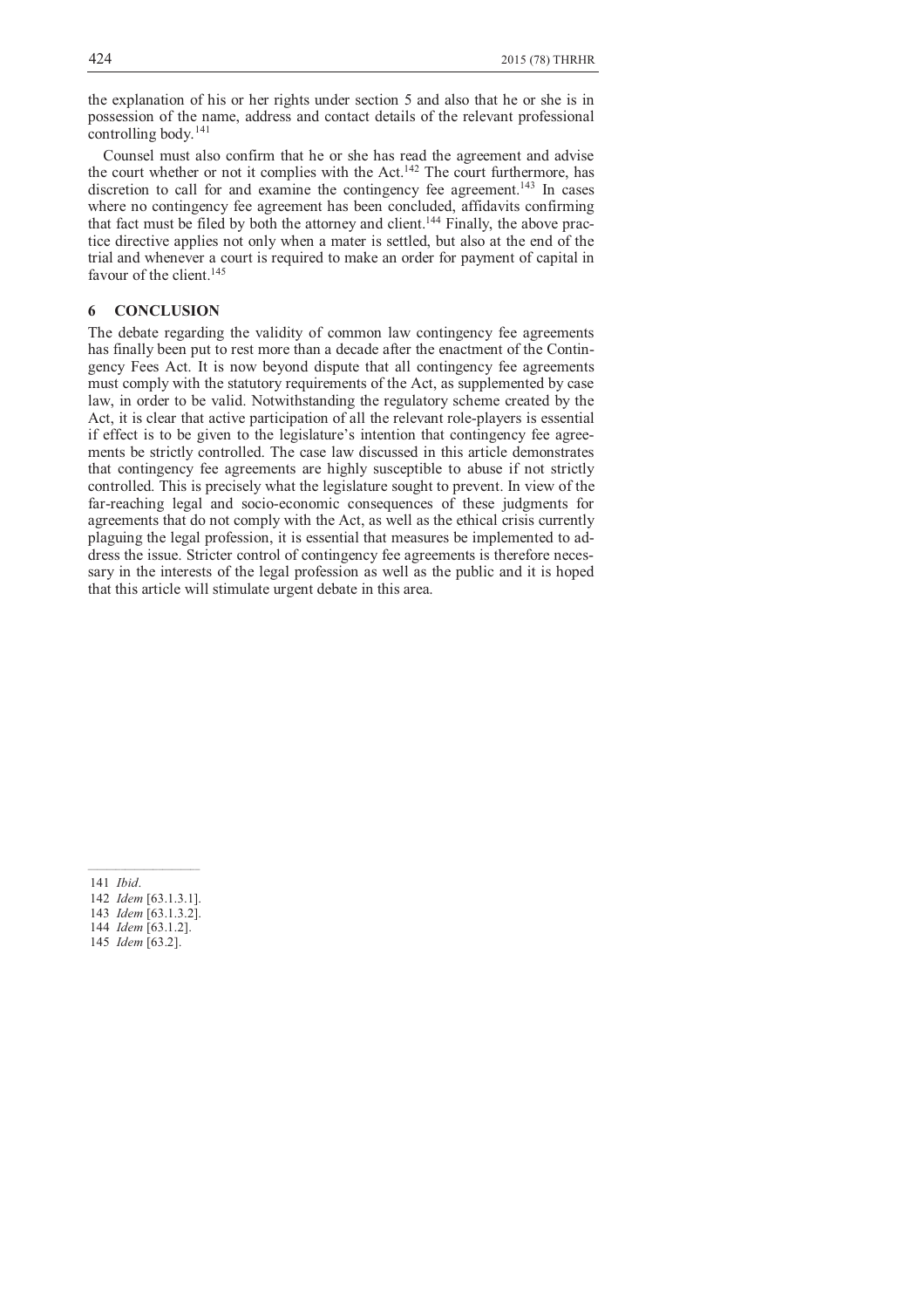the explanation of his or her rights under section 5 and also that he or she is in possession of the name, address and contact details of the relevant professional controlling body.[141]

Counsel must also confirm that he or she has read the agreement and advise the court whether or not it complies with the Act.[142] The court furthermore, has discretion to call for and examine the contingency fee agreement.[143] In cases where no contingency fee agreement has been concluded, affidavits confirming that fact must be filed by both the attorney and client.[144] Finally, the above practice directive applies not only when a mater is settled, but also at the end of the trial and whenever a court is required to make an order for payment of capital in favour of the client.[145]

## 6 CONCLUSION

The debate regarding the validity of common law contingency fee agreements has finally been put to rest more than a decade after the enactment of the Contingency Fees Act. It is now beyond dispute that all contingency fee agreements must comply with the statutory requirements of the Act, as supplemented by case law, in order to be valid. Notwithstanding the regulatory scheme created by the Act, it is clear that active participation of all the relevant role-players is essential if effect is to be given to the legislature's intention that contingency fee agreements be strictly controlled. The case law discussed in this article demonstrates that contingency fee agreements are highly susceptible to abuse if not strictly controlled. This is precisely what the legislature sought to prevent. In view of the far-reaching legal and socio-economic consequences of these judgments for agreements that do not comply with the Act, as well as the ethical crisis currently plaguing the legal profession, it is essential that measures be implemented to address the issue. Stricter control of contingency fee agreements is therefore necessary in the interests of the legal profession as well as the public and it is hoped that this article will stimulate urgent debate in this area.

---

141 *Ibid*.

142 *Idem* [63.1.3.1].

143 *Idem* [63.1.3.2].

144 *Idem* [63.1.2].

145 *Idem* [63.2].